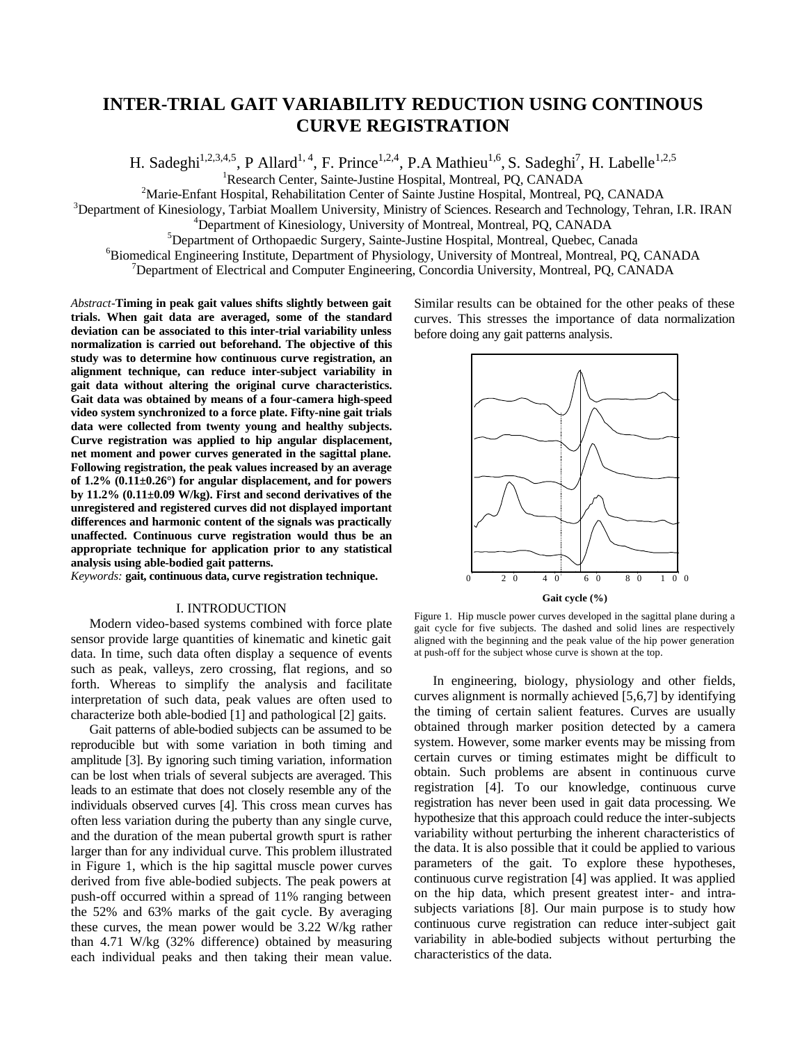# INTER-TRIAL GAIT VARIABILITY REDUCTION USING CONTINOUS CURVE REGISTRATION

H. Sadeghi[1,2,3,4,5], P Allard[1,4], F. Prince[1,2,4], P.A Mathieu[1,6], S. Sadeghi[7], H. Labelle[1,2,5]

[1]Research Center, Sainte-Justine Hospital, Montreal, PQ, CANADA
[2]Marie-Enfant Hospital, Rehabilitation Center of Sainte Justine Hospital, Montreal, PQ, CANADA
[3]Department of Kinesiology, Tarbiat Moallem University, Ministry of Sciences. Research and Technology, Tehran, I.R. IRAN
[4]Department of Kinesiology, University of Montreal, Montreal, PQ, CANADA
[5]Department of Orthopaedic Surgery, Sainte-Justine Hospital, Montreal, Quebec, Canada
[6]Biomedical Engineering Institute, Department of Physiology, University of Montreal, Montreal, PQ, CANADA
[7]Department of Electrical and Computer Engineering, Concordia University, Montreal, PQ, CANADA

*Abstract*-**Timing in peak gait values shifts slightly between gait trials. When gait data are averaged, some of the standard deviation can be associated to this inter-trial variability unless normalization is carried out beforehand. The objective of this study was to determine how continuous curve registration, an alignment technique, can reduce inter-subject variability in gait data without altering the original curve characteristics. Gait data was obtained by means of a four-camera high-speed video system synchronized to a force plate. Fifty-nine gait trials data were collected from twenty young and healthy subjects. Curve registration was applied to hip angular displacement, net moment and power curves generated in the sagittal plane. Following registration, the peak values increased by an average of 1.2% (0.11±0.26°) for angular displacement, and for powers by 11.2% (0.11±0.09 W/kg). First and second derivatives of the unregistered and registered curves did not displayed important differences and harmonic content of the signals was practically unaffected. Continuous curve registration would thus be an appropriate technique for application prior to any statistical analysis using able-bodied gait patterns.**

*Keywords:* **gait, continuous data, curve registration technique.**

## I. INTRODUCTION

Modern video-based systems combined with force plate sensor provide large quantities of kinematic and kinetic gait data. In time, such data often display a sequence of events such as peak, valleys, zero crossing, flat regions, and so forth. Whereas to simplify the analysis and facilitate interpretation of such data, peak values are often used to characterize both able-bodied [1] and pathological [2] gaits.

Gait patterns of able-bodied subjects can be assumed to be reproducible but with some variation in both timing and amplitude [3]. By ignoring such timing variation, information can be lost when trials of several subjects are averaged. This leads to an estimate that does not closely resemble any of the individuals observed curves [4]. This cross mean curves has often less variation during the puberty than any single curve, and the duration of the mean pubertal growth spurt is rather larger than for any individual curve. This problem illustrated in Figure 1, which is the hip sagittal muscle power curves derived from five able-bodied subjects. The peak powers at push-off occurred within a spread of 11% ranging between the 52% and 63% marks of the gait cycle. By averaging these curves, the mean power would be 3.22 W/kg rather than 4.71 W/kg (32% difference) obtained by measuring each individual peaks and then taking their mean value. Similar results can be obtained for the other peaks of these curves. This stresses the importance of data normalization before doing any gait patterns analysis.

Figure 1. Hip muscle power curves developed in the sagittal plane during a gait cycle for five subjects. The dashed and solid lines are respectively aligned with the beginning and the peak value of the hip power generation at push-off for the subject whose curve is shown at the top.

In engineering, biology, physiology and other fields, curves alignment is normally achieved [5,6,7] by identifying the timing of certain salient features. Curves are usually obtained through marker position detected by a camera system. However, some marker events may be missing from certain curves or timing estimates might be difficult to obtain. Such problems are absent in continuous curve registration [4]. To our knowledge, continuous curve registration has never been used in gait data processing. We hypothesize that this approach could reduce the inter-subjects variability without perturbing the inherent characteristics of the data. It is also possible that it could be applied to various parameters of the gait. To explore these hypotheses, continuous curve registration [4] was applied. It was applied on the hip data, which present greatest inter- and intra-subjects variations [8]. Our main purpose is to study how continuous curve registration can reduce inter-subject gait variability in able-bodied subjects without perturbing the characteristics of the data.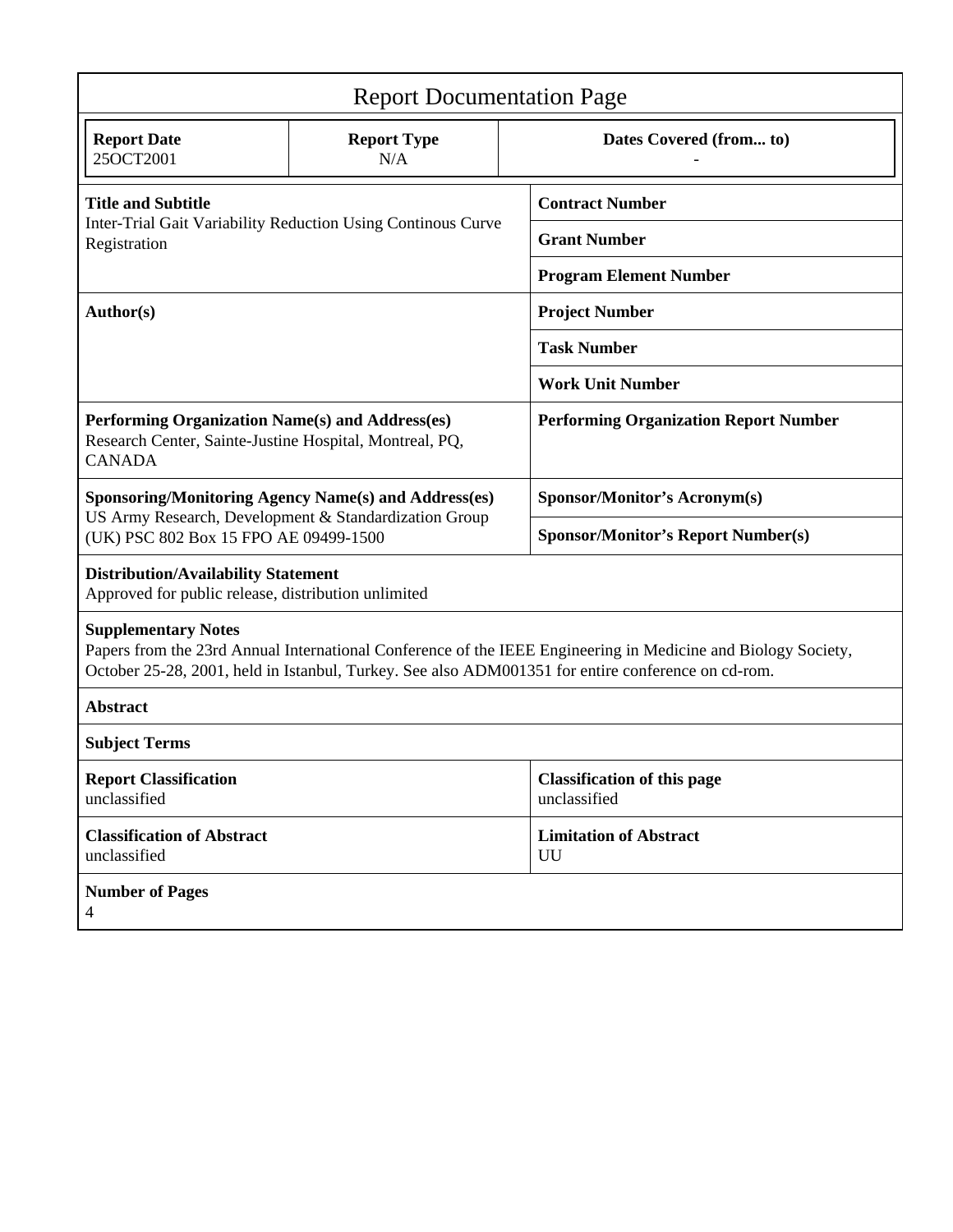# Report Documentation Page

| Report Date | Report Type | Dates Covered (from... to) |
|---|---|---|
| 25OCT2001 | N/A | - |

| | |
|---|---|
| **Title and Subtitle**<br>Inter-Trial Gait Variability Reduction Using Continous Curve Registration | **Contract Number** |
| | **Grant Number** |
| | **Program Element Number** |
| **Author(s)** | **Project Number** |
| | **Task Number** |
| | **Work Unit Number** |
| **Performing Organization Name(s) and Address(es)**<br>Research Center, Sainte-Justine Hospital, Montreal, PQ, CANADA | **Performing Organization Report Number** |
| **Sponsoring/Monitoring Agency Name(s) and Address(es)**<br>US Army Research, Development & Standardization Group (UK) PSC 802 Box 15 FPO AE 09499-1500 | **Sponsor/Monitor's Acronym(s)** |
| | **Sponsor/Monitor's Report Number(s)** |

**Distribution/Availability Statement**
Approved for public release, distribution unlimited

**Supplementary Notes**
Papers from the 23rd Annual International Conference of the IEEE Engineering in Medicine and Biology Society, October 25-28, 2001, held in Istanbul, Turkey. See also ADM001351 for entire conference on cd-rom.

**Abstract**

**Subject Terms**

| | |
|---|---|
| **Report Classification**<br>unclassified | **Classification of this page**<br>unclassified |
| **Classification of Abstract**<br>unclassified | **Limitation of Abstract**<br>UU |

**Number of Pages**
4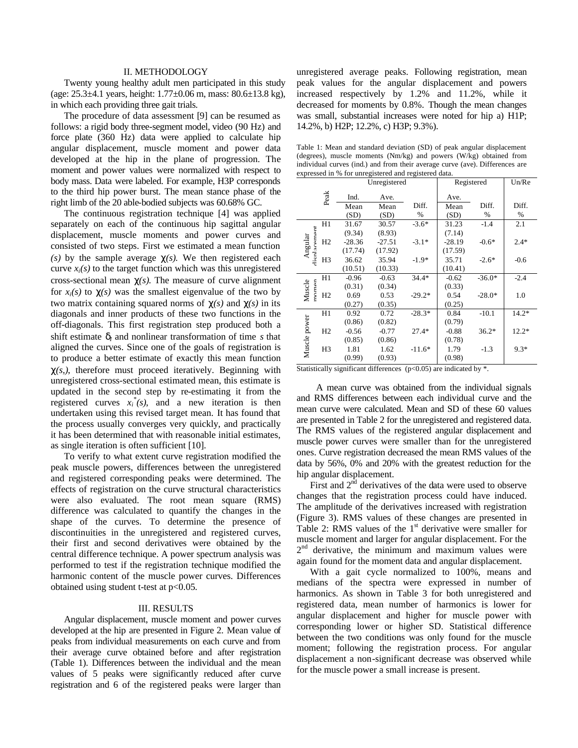## II. METHODOLOGY

Twenty young healthy adult men participated in this study (age: 25.3±4.1 years, height: 1.77±0.06 m, mass: 80.6±13.8 kg), in which each providing three gait trials.

The procedure of data assessment [9] can be resumed as follows: a rigid body three-segment model, video (90 Hz) and force plate (360 Hz) data were applied to calculate hip angular displacement, muscle moment and power data developed at the hip in the plane of progression. The moment and power values were normalized with respect to body mass. Data were labeled. For example, H3P corresponds to the third hip power burst. The mean stance phase of the right limb of the 20 able-bodied subjects was 60.68% GC.

The continuous registration technique [4] was applied separately on each of the continuous hip sagittal angular displacement, muscle moments and power curves and consisted of two steps. First we estimated a mean function *(s)* by the sample average $\chi(s)$. We then registered each curve $x_i(s)$ to the target function which was this unregistered cross-sectional mean $\chi(s)$. The measure of curve alignment for $x_i(s)$ to $\chi(s)$ was the smallest eigenvalue of the two by two matrix containing squared norms of $\chi(s)$ and $\chi(s)$ in its diagonals and inner products of these two functions in the off-diagonals. This first registration step produced both a shift estimate $\delta_i$ and nonlinear transformation of time *s* that aligned the curves. Since one of the goals of registration is to produce a better estimate of exactly this mean function $\chi(s,)$, therefore must proceed iteratively. Beginning with unregistered cross-sectional estimated mean, this estimate is updated in the second step by re-estimating it from the registered curves $x_i^*(s)$, and a new iteration is then undertaken using this revised target mean. It has found that the process usually converges very quickly, and practically it has been determined that with reasonable initial estimates, as single iteration is often sufficient [10].

To verify to what extent curve registration modified the peak muscle powers, differences between the unregistered and registered corresponding peaks were determined. The effects of registration on the curve structural characteristics were also evaluated. The root mean square (RMS) difference was calculated to quantify the changes in the shape of the curves. To determine the presence of discontinuities in the unregistered and registered curves, their first and second derivatives were obtained by the central difference technique. A power spectrum analysis was performed to test if the registration technique modified the harmonic content of the muscle power curves. Differences obtained using student t-test at $p<0.05$.

## III. RESULTS

Angular displacement, muscle moment and power curves developed at the hip are presented in Figure 2. Mean value of peaks from individual measurements on each curve and from their average curve obtained before and after registration (Table 1). Differences between the individual and the mean values of 5 peaks were significantly reduced after curve registration and 6 of the registered peaks were larger than unregistered average peaks. Following registration, mean peak values for the angular displacement and powers increased respectively by 1.2% and 11.2%, while it decreased for moments by 0.8%. Though the mean changes was small, substantial increases were noted for hip a) H1P; 14.2%, b) H2P; 12.2%, c) H3P; 9.3%).

Table 1: Mean and standard deviation (SD) of peak angular displacement (degrees), muscle moments (Nm/kg) and powers (W/kg) obtained from individual curves (ind.) and from their average curve (ave). Differences are expressed in % for unregistered and registered data.

| | Peak | Unregistered | | | Registered | | Un/Re |
|---|---|---|---|---|---|---|---|
| | | Ind. Mean (SD) | Ave. Mean (SD) | Diff. % | Ave. Mean (SD) | Diff. % | Diff. % |
| Angular displacement | H1 | 31.67 (9.34) | 30.57 (8.93) | -3.6* | 31.23 (7.14) | -1.4 | 2.1 |
| | H2 | -28.36 (17.74) | -27.51 (17.92) | -3.1* | -28.19 (17.59) | -0.6* | 2.4* |
| | H3 | 36.62 (10.51) | 35.94 (10.33) | -1.9* | 35.71 (10.41) | -2.6* | -0.6 |
| Muscle moment | H1 | -0.96 (0.31) | -0.63 (0.34) | 34.4* | -0.62 (0.33) | -36.0* | -2.4 |
| | H2 | 0.69 (0.27) | 0.53 (0.35) | -29.2* | 0.54 (0.25) | -28.0* | 1.0 |
| Muscle power | H1 | 0.92 (0.86) | 0.72 (0.82) | -28.3* | 0.84 (0.79) | -10.1 | 14.2* |
| | H2 | -0.56 (0.85) | -0.77 (0.86) | 27.4* | -0.88 (0.78) | 36.2* | 12.2* |
| | H3 | 1.81 (0.99) | 1.62 (0.93) | -11.6* | 1.79 (0.98) | -1.3 | 9.3* |

Statistically significant differences ($p<0.05$) are indicated by *.

A mean curve was obtained from the individual signals and RMS differences between each individual curve and the mean curve were calculated. Mean and SD of these 60 values are presented in Table 2 for the unregistered and registered data. The RMS values of the registered angular displacement and muscle power curves were smaller than for the unregistered ones. Curve registration decreased the mean RMS values of the data by 56%, 0% and 20% with the greatest reduction for the hip angular displacement.

First and 2nd derivatives of the data were used to observe changes that the registration process could have induced. The amplitude of the derivatives increased with registration (Figure 3). RMS values of these changes are presented in Table 2: RMS values of the 1st derivative were smaller for muscle moment and larger for angular displacement. For the 2nd derivative, the minimum and maximum values were again found for the moment data and angular displacement.

With a gait cycle normalized to 100%, means and medians of the spectra were expressed in number of harmonics. As shown in Table 3 for both unregistered and registered data, mean number of harmonics is lower for angular displacement and higher for muscle power with corresponding lower or higher SD. Statistical difference between the two conditions was only found for the muscle moment; following the registration process. For angular displacement a non-significant decrease was observed while for the muscle power a small increase is present.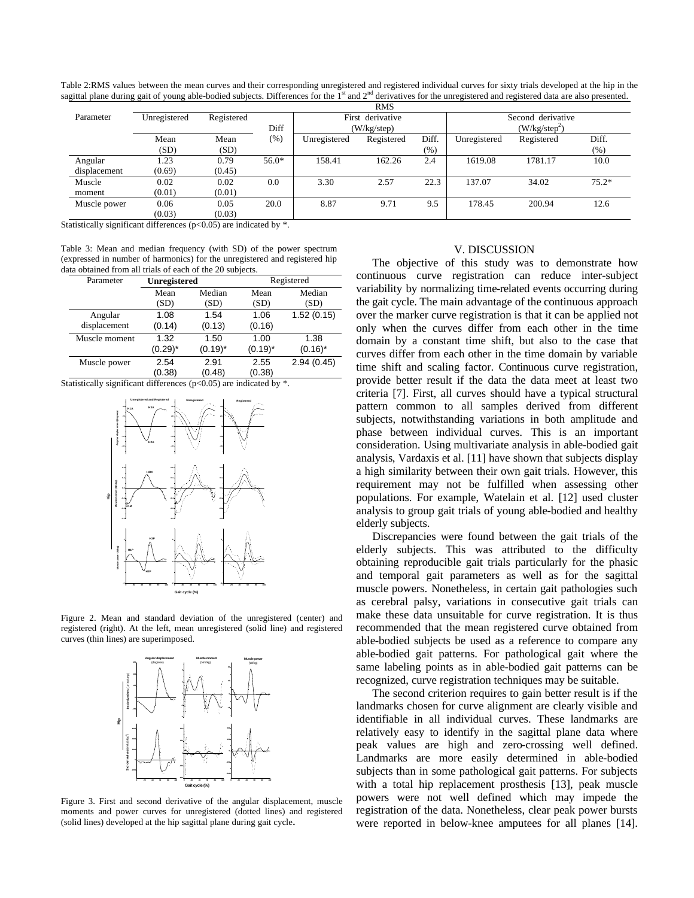Table 2:RMS values between the mean curves and their corresponding unregistered and registered individual curves for sixty trials developed at the hip in the sagittal plane during gait of young able-bodied subjects. Differences for the 1st and 2nd derivatives for the unregistered and registered data are also presented.

| Parameter | RMS | | | | | | | | |
|---|---|---|---|---|---|---|---|---|---|
| | Unregistered | Registered | Diff | First derivative (W/kg/step) | | | Second derivative ($W/kg/step^2$) | | |
| | Mean (SD) | Mean (SD) | (%) | Unregistered | Registered | Diff. (%) | Unregistered | Registered | Diff. (%) |
| Angular displacement | 1.23 (0.69) | 0.79 (0.45) | 56.0* | 158.41 | 162.26 | 2.4 | 1619.08 | 1781.17 | 10.0 |
| Muscle moment | 0.02 (0.01) | 0.02 (0.01) | 0.0 | 3.30 | 2.57 | 22.3 | 137.07 | 34.02 | 75.2* |
| Muscle power | 0.06 (0.03) | 0.05 (0.03) | 20.0 | 8.87 | 9.71 | 9.5 | 178.45 | 200.94 | 12.6 |

Statistically significant differences ($p<0.05$) are indicated by *.

Table 3: Mean and median frequency (with SD) of the power spectrum (expressed in number of harmonics) for the unregistered and registered hip data obtained from all trials of each of the 20 subjects.

| Parameter | **Unregistered** | | Registered | |
|---|---|---|---|---|
| | Mean (SD) | Median (SD) | Mean (SD) | Median (SD) |
| Angular displacement | 1.08 (0.14) | 1.54 (0.13) | 1.06 (0.16) | 1.52 (0.15) |
| Muscle moment | 1.32 (0.29)* | 1.50 (0.19)* | 1.00 (0.19)* | 1.38 (0.16)* |
| Muscle power | 2.54 (0.38) | 2.91 (0.48) | 2.55 (0.38) | 2.94 (0.45) |

Statistically significant differences ($p<0.05$) are indicated by *.

Figure 2. Mean and standard deviation of the unregistered (center) and registered (right). At the left, mean unregistered (solid line) and registered curves (thin lines) are superimposed.

Figure 3. First and second derivative of the angular displacement, muscle moments and power curves for unregistered (dotted lines) and registered (solid lines) developed at the hip sagittal plane during gait cycle.

## V. DISCUSSION

The objective of this study was to demonstrate how continuous curve registration can reduce inter-subject variability by normalizing time-related events occurring during the gait cycle. The main advantage of the continuous approach over the marker curve registration is that it can be applied not only when the curves differ from each other in the time domain by a constant time shift, but also to the case that curves differ from each other in the time domain by variable time shift and scaling factor. Continuous curve registration, provide better result if the data the data meet at least two criteria [7]. First, all curves should have a typical structural pattern common to all samples derived from different subjects, notwithstanding variations in both amplitude and phase between individual curves. This is an important consideration. Using multivariate analysis in able-bodied gait analysis, Vardaxis et al. [11] have shown that subjects display a high similarity between their own gait trials. However, this requirement may not be fulfilled when assessing other populations. For example, Watelain et al. [12] used cluster analysis to group gait trials of young able-bodied and healthy elderly subjects.

Discrepancies were found between the gait trials of the elderly subjects. This was attributed to the difficulty obtaining reproducible gait trials particularly for the phasic and temporal gait parameters as well as for the sagittal muscle powers. Nonetheless, in certain gait pathologies such as cerebral palsy, variations in consecutive gait trials can make these data unsuitable for curve registration. It is thus recommended that the mean registered curve obtained from able-bodied subjects be used as a reference to compare any able-bodied gait patterns. For pathological gait where the same labeling points as in able-bodied gait patterns can be recognized, curve registration techniques may be suitable.

The second criterion requires to gain better result is if the landmarks chosen for curve alignment are clearly visible and identifiable in all individual curves. These landmarks are relatively easy to identify in the sagittal plane data where peak values are high and zero-crossing well defined. Landmarks are more easily determined in able-bodied subjects than in some pathological gait patterns. For subjects with a total hip replacement prosthesis [13], peak muscle powers were not well defined which may impede the registration of the data. Nonetheless, clear peak power bursts were reported in below-knee amputees for all planes [14].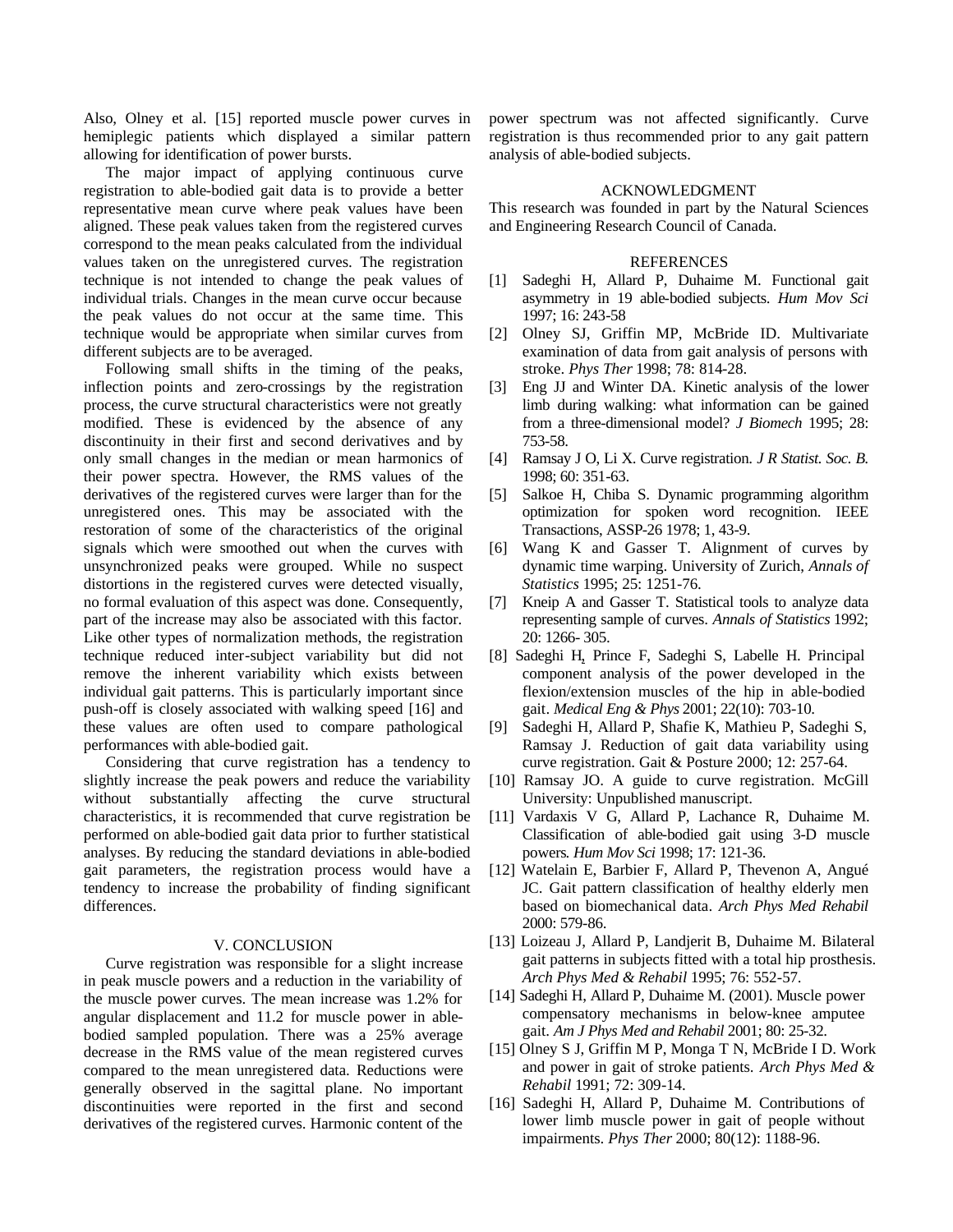Also, Olney et al. [15] reported muscle power curves in hemiplegic patients which displayed a similar pattern allowing for identification of power bursts.

The major impact of applying continuous curve registration to able-bodied gait data is to provide a better representative mean curve where peak values have been aligned. These peak values taken from the registered curves correspond to the mean peaks calculated from the individual values taken on the unregistered curves. The registration technique is not intended to change the peak values of individual trials. Changes in the mean curve occur because the peak values do not occur at the same time. This technique would be appropriate when similar curves from different subjects are to be averaged.

Following small shifts in the timing of the peaks, inflection points and zero-crossings by the registration process, the curve structural characteristics were not greatly modified. These is evidenced by the absence of any discontinuity in their first and second derivatives and by only small changes in the median or mean harmonics of their power spectra. However, the RMS values of the derivatives of the registered curves were larger than for the unregistered ones. This may be associated with the restoration of some of the characteristics of the original signals which were smoothed out when the curves with unsynchronized peaks were grouped. While no suspect distortions in the registered curves were detected visually, no formal evaluation of this aspect was done. Consequently, part of the increase may also be associated with this factor. Like other types of normalization methods, the registration technique reduced inter-subject variability but did not remove the inherent variability which exists between individual gait patterns. This is particularly important since push-off is closely associated with walking speed [16] and these values are often used to compare pathological performances with able-bodied gait.

Considering that curve registration has a tendency to slightly increase the peak powers and reduce the variability without substantially affecting the curve structural characteristics, it is recommended that curve registration be performed on able-bodied gait data prior to further statistical analyses. By reducing the standard deviations in able-bodied gait parameters, the registration process would have a tendency to increase the probability of finding significant differences.

## V. CONCLUSION

Curve registration was responsible for a slight increase in peak muscle powers and a reduction in the variability of the muscle power curves. The mean increase was 1.2% for angular displacement and 11.2 for muscle power in able-bodied sampled population. There was a 25% average decrease in the RMS value of the mean registered curves compared to the mean unregistered data. Reductions were generally observed in the sagittal plane. No important discontinuities were reported in the first and second derivatives of the registered curves. Harmonic content of the power spectrum was not affected significantly. Curve registration is thus recommended prior to any gait pattern analysis of able-bodied subjects.

## ACKNOWLEDGMENT

This research was founded in part by the Natural Sciences and Engineering Research Council of Canada.

## REFERENCES

[1] Sadeghi H, Allard P, Duhaime M. Functional gait asymmetry in 19 able-bodied subjects. *Hum Mov Sci* 1997; 16: 243-58

[2] Olney SJ, Griffin MP, McBride ID. Multivariate examination of data from gait analysis of persons with stroke. *Phys Ther* 1998; 78: 814-28.

[3] Eng JJ and Winter DA. Kinetic analysis of the lower limb during walking: what information can be gained from a three-dimensional model? *J Biomech* 1995; 28: 753-58.

[4] Ramsay J O, Li X. Curve registration. *J R Statist. Soc. B.* 1998; 60: 351-63.

[5] Salkoe H, Chiba S. Dynamic programming algorithm optimization for spoken word recognition. IEEE Transactions, ASSP-26 1978; 1, 43-9.

[6] Wang K and Gasser T. Alignment of curves by dynamic time warping. University of Zurich, *Annals of Statistics* 1995; 25: 1251-76.

[7] Kneip A and Gasser T. Statistical tools to analyze data representing sample of curves. *Annals of Statistics* 1992; 20: 1266- 305.

[8] Sadeghi H, Prince F, Sadeghi S, Labelle H. Principal component analysis of the power developed in the flexion/extension muscles of the hip in able-bodied gait. *Medical Eng & Phys* 2001; 22(10): 703-10.

[9] Sadeghi H, Allard P, Shafie K, Mathieu P, Sadeghi S, Ramsay J. Reduction of gait data variability using curve registration. Gait & Posture 2000; 12: 257-64.

[10] Ramsay JO. A guide to curve registration. McGill University: Unpublished manuscript.

[11] Vardaxis V G, Allard P, Lachance R, Duhaime M. Classification of able-bodied gait using 3-D muscle powers. *Hum Mov Sci* 1998; 17: 121-36.

[12] Watelain E, Barbier F, Allard P, Thevenon A, Angué JC. Gait pattern classification of healthy elderly men based on biomechanical data. *Arch Phys Med Rehabil* 2000: 579-86.

[13] Loizeau J, Allard P, Landjerit B, Duhaime M. Bilateral gait patterns in subjects fitted with a total hip prosthesis. *Arch Phys Med & Rehabil* 1995; 76: 552-57.

[14] Sadeghi H, Allard P, Duhaime M. (2001). Muscle power compensatory mechanisms in below-knee amputee gait. *Am J Phys Med and Rehabil* 2001; 80: 25-32.

[15] Olney S J, Griffin M P, Monga T N, McBride I D. Work and power in gait of stroke patients. *Arch Phys Med & Rehabil* 1991; 72: 309-14.

[16] Sadeghi H, Allard P, Duhaime M. Contributions of lower limb muscle power in gait of people without impairments. *Phys Ther* 2000; 80(12): 1188-96.